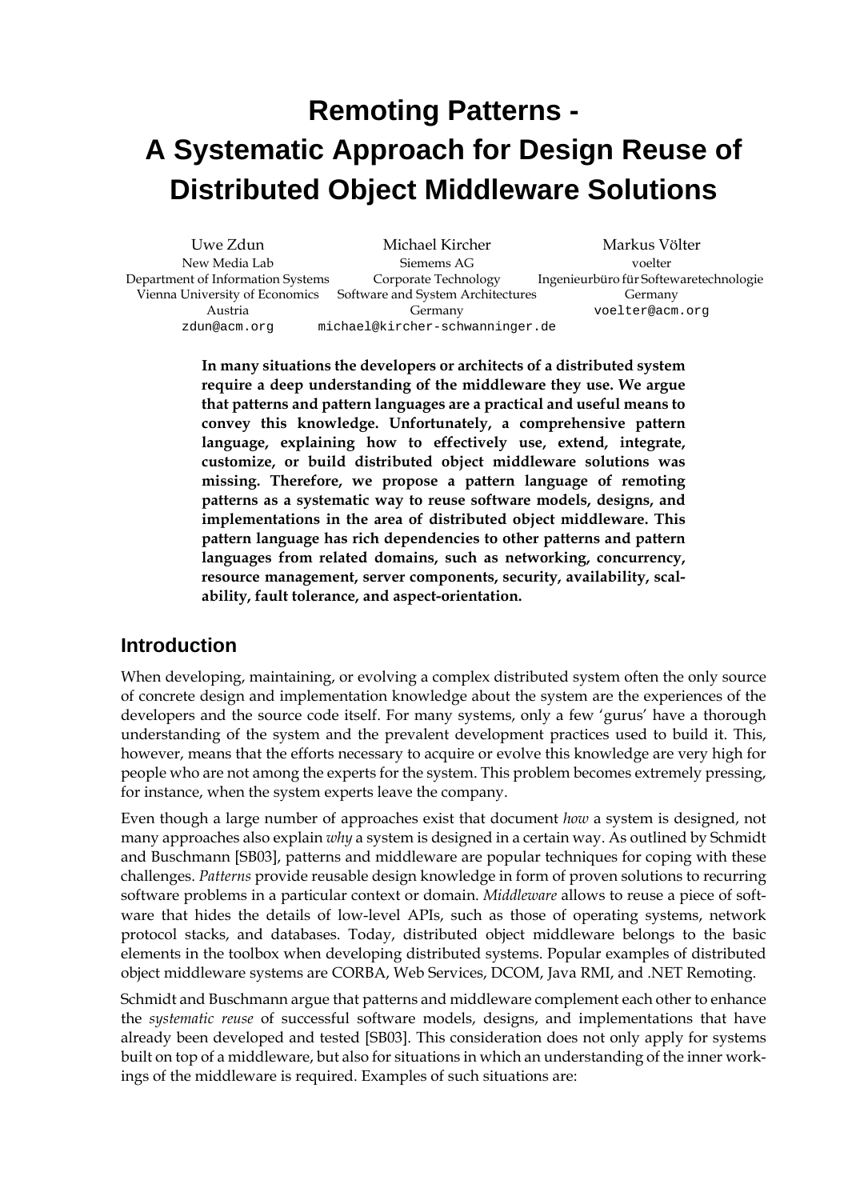# Remoting Patterns - A Systematic Approach for Design Reuse of Distributed Object Middleware Solutions

Uwe Zdun
New Media Lab
Department of Information Systems
Vienna University of Economics
Austria
zdun@acm.org

Michael Kircher
Siemems AG
Corporate Technology
Software and System Architectures
Germany
michael@kircher-schwanninger.de

Markus Völter
voelter
Ingenieurbüro für Softewaretechnologie
Germany
voelter@acm.org

**In many situations the developers or architects of a distributed system require a deep understanding of the middleware they use. We argue that patterns and pattern languages are a practical and useful means to convey this knowledge. Unfortunately, a comprehensive pattern language, explaining how to effectively use, extend, integrate, customize, or build distributed object middleware solutions was missing. Therefore, we propose a pattern language of remoting patterns as a systematic way to reuse software models, designs, and implementations in the area of distributed object middleware. This pattern language has rich dependencies to other patterns and pattern languages from related domains, such as networking, concurrency, resource management, server components, security, availability, scalability, fault tolerance, and aspect-orientation.**

## Introduction

When developing, maintaining, or evolving a complex distributed system often the only source of concrete design and implementation knowledge about the system are the experiences of the developers and the source code itself. For many systems, only a few 'gurus' have a thorough understanding of the system and the prevalent development practices used to build it. This, however, means that the efforts necessary to acquire or evolve this knowledge are very high for people who are not among the experts for the system. This problem becomes extremely pressing, for instance, when the system experts leave the company.

Even though a large number of approaches exist that document *how* a system is designed, not many approaches also explain *why* a system is designed in a certain way. As outlined by Schmidt and Buschmann [SB03], patterns and middleware are popular techniques for coping with these challenges. *Patterns* provide reusable design knowledge in form of proven solutions to recurring software problems in a particular context or domain. *Middleware* allows to reuse a piece of software that hides the details of low-level APIs, such as those of operating systems, network protocol stacks, and databases. Today, distributed object middleware belongs to the basic elements in the toolbox when developing distributed systems. Popular examples of distributed object middleware systems are CORBA, Web Services, DCOM, Java RMI, and .NET Remoting.

Schmidt and Buschmann argue that patterns and middleware complement each other to enhance the *systematic reuse* of successful software models, designs, and implementations that have already been developed and tested [SB03]. This consideration does not only apply for systems built on top of a middleware, but also for situations in which an understanding of the inner workings of the middleware is required. Examples of such situations are: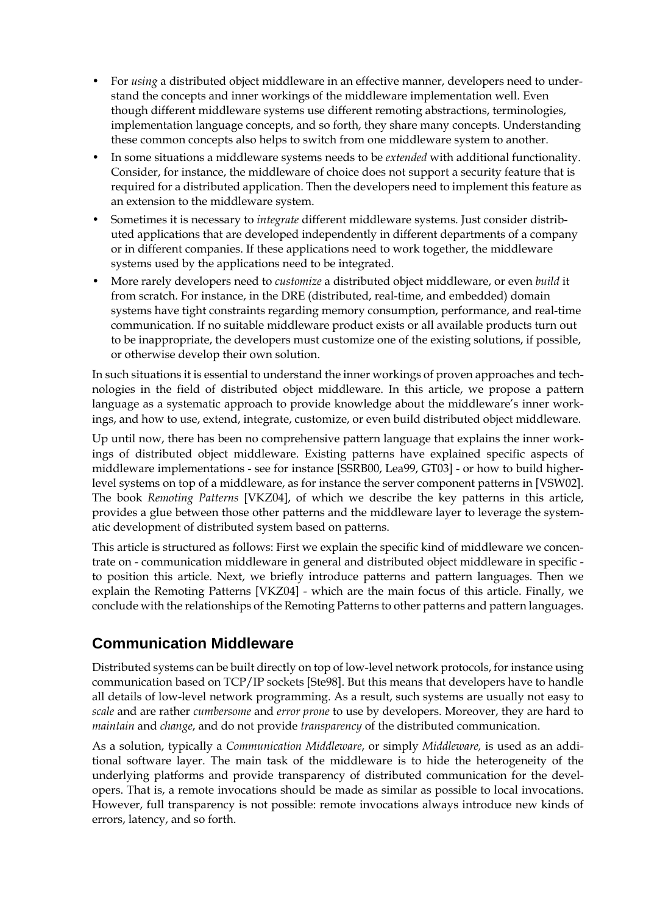- For *using* a distributed object middleware in an effective manner, developers need to understand the concepts and inner workings of the middleware implementation well. Even though different middleware systems use different remoting abstractions, terminologies, implementation language concepts, and so forth, they share many concepts. Understanding these common concepts also helps to switch from one middleware system to another.
- In some situations a middleware systems needs to be *extended* with additional functionality. Consider, for instance, the middleware of choice does not support a security feature that is required for a distributed application. Then the developers need to implement this feature as an extension to the middleware system.
- Sometimes it is necessary to *integrate* different middleware systems. Just consider distributed applications that are developed independently in different departments of a company or in different companies. If these applications need to work together, the middleware systems used by the applications need to be integrated.
- More rarely developers need to *customize* a distributed object middleware, or even *build* it from scratch. For instance, in the DRE (distributed, real-time, and embedded) domain systems have tight constraints regarding memory consumption, performance, and real-time communication. If no suitable middleware product exists or all available products turn out to be inappropriate, the developers must customize one of the existing solutions, if possible, or otherwise develop their own solution.

In such situations it is essential to understand the inner workings of proven approaches and technologies in the field of distributed object middleware. In this article, we propose a pattern language as a systematic approach to provide knowledge about the middleware's inner workings, and how to use, extend, integrate, customize, or even build distributed object middleware.

Up until now, there has been no comprehensive pattern language that explains the inner workings of distributed object middleware. Existing patterns have explained specific aspects of middleware implementations - see for instance [SSRB00, Lea99, GT03] - or how to build higher-level systems on top of a middleware, as for instance the server component patterns in [VSW02]. The book *Remoting Patterns* [VKZ04], of which we describe the key patterns in this article, provides a glue between those other patterns and the middleware layer to leverage the systematic development of distributed system based on patterns.

This article is structured as follows: First we explain the specific kind of middleware we concentrate on - communication middleware in general and distributed object middleware in specific - to position this article. Next, we briefly introduce patterns and pattern languages. Then we explain the Remoting Patterns [VKZ04] - which are the main focus of this article. Finally, we conclude with the relationships of the Remoting Patterns to other patterns and pattern languages.

## Communication Middleware

Distributed systems can be built directly on top of low-level network protocols, for instance using communication based on TCP/IP sockets [Ste98]. But this means that developers have to handle all details of low-level network programming. As a result, such systems are usually not easy to *scale* and are rather *cumbersome* and *error prone* to use by developers. Moreover, they are hard to *maintain* and *change*, and do not provide *transparency* of the distributed communication.

As a solution, typically a *Communication Middleware*, or simply *Middleware,* is used as an additional software layer. The main task of the middleware is to hide the heterogeneity of the underlying platforms and provide transparency of distributed communication for the developers. That is, a remote invocations should be made as similar as possible to local invocations. However, full transparency is not possible: remote invocations always introduce new kinds of errors, latency, and so forth.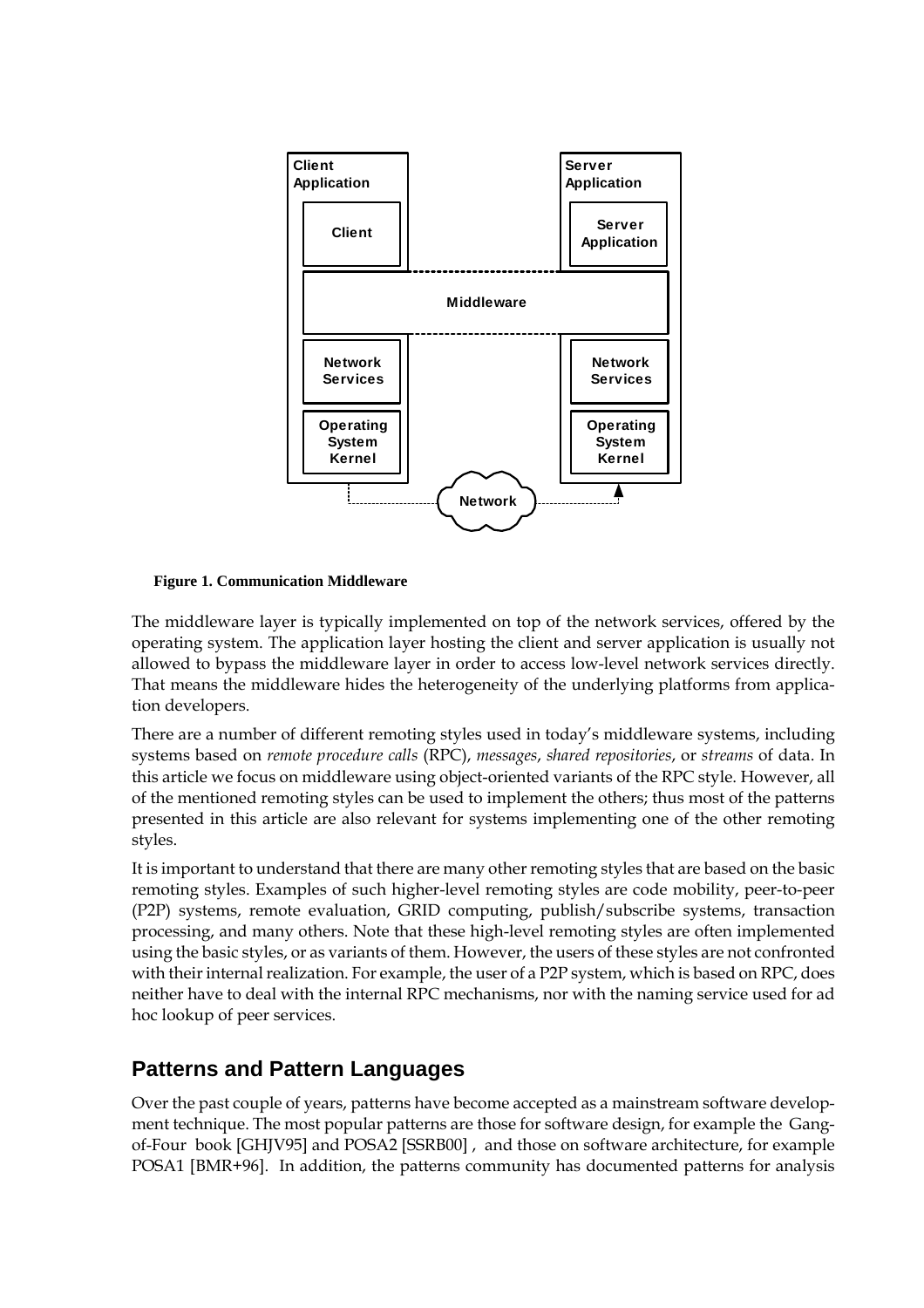**Figure 1. Communication Middleware**

The middleware layer is typically implemented on top of the network services, offered by the operating system. The application layer hosting the client and server application is usually not allowed to bypass the middleware layer in order to access low-level network services directly. That means the middleware hides the heterogeneity of the underlying platforms from application developers.

There are a number of different remoting styles used in today's middleware systems, including systems based on *remote procedure calls* (RPC), *messages*, *shared repositories*, or *streams* of data. In this article we focus on middleware using object-oriented variants of the RPC style. However, all of the mentioned remoting styles can be used to implement the others; thus most of the patterns presented in this article are also relevant for systems implementing one of the other remoting styles.

It is important to understand that there are many other remoting styles that are based on the basic remoting styles. Examples of such higher-level remoting styles are code mobility, peer-to-peer (P2P) systems, remote evaluation, GRID computing, publish/subscribe systems, transaction processing, and many others. Note that these high-level remoting styles are often implemented using the basic styles, or as variants of them. However, the users of these styles are not confronted with their internal realization. For example, the user of a P2P system, which is based on RPC, does neither have to deal with the internal RPC mechanisms, nor with the naming service used for ad hoc lookup of peer services.

## Patterns and Pattern Languages

Over the past couple of years, patterns have become accepted as a mainstream software development technique. The most popular patterns are those for software design, for example the Gang-of-Four book [GHJV95] and POSA2 [SSRB00] , and those on software architecture, for example POSA1 [BMR+96]. In addition, the patterns community has documented patterns for analysis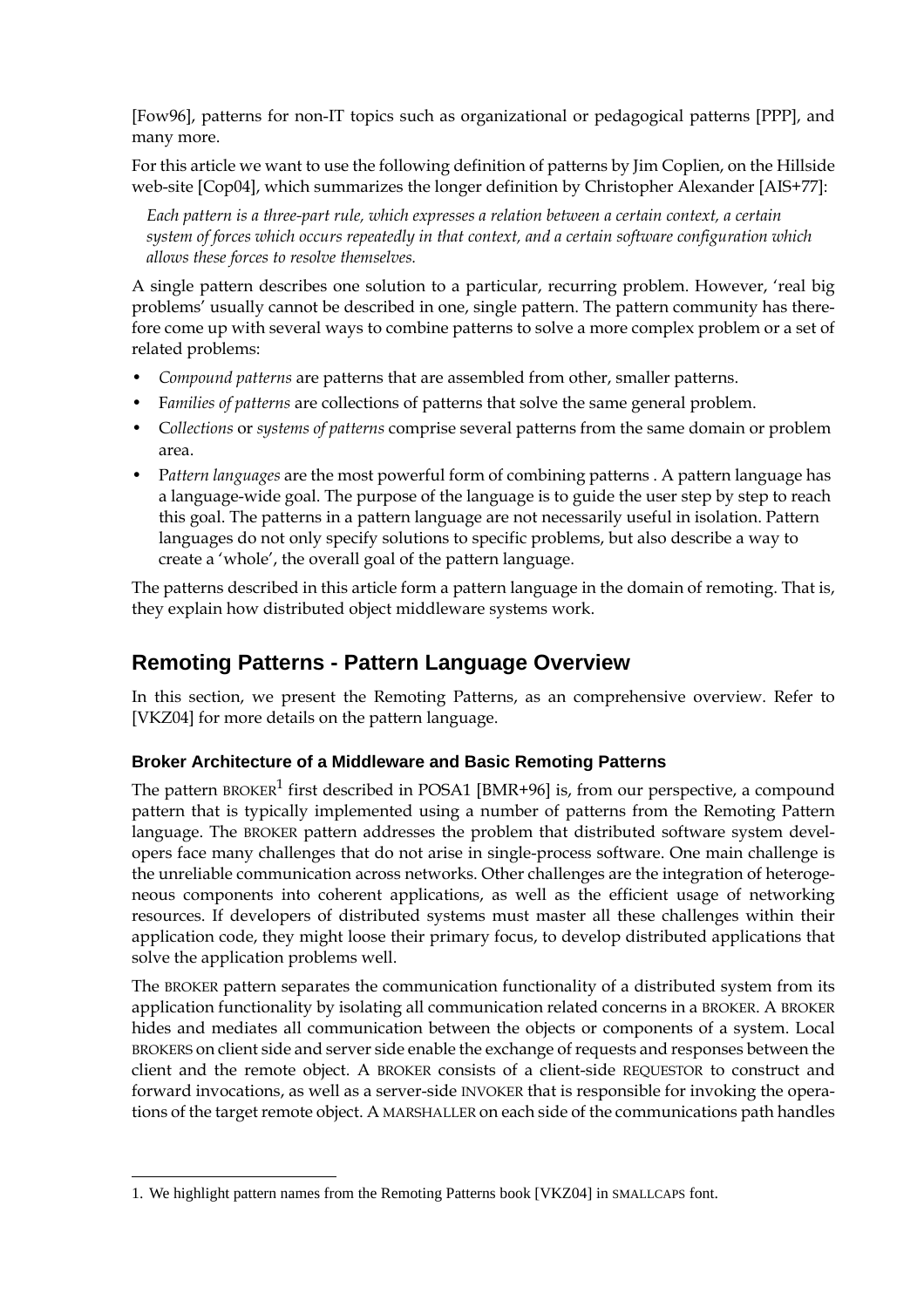[Fow96], patterns for non-IT topics such as organizational or pedagogical patterns [PPP], and many more.

For this article we want to use the following definition of patterns by Jim Coplien, on the Hillside web-site [Cop04], which summarizes the longer definition by Christopher Alexander [AIS+77]:

> *Each pattern is a three-part rule, which expresses a relation between a certain context, a certain system of forces which occurs repeatedly in that context, and a certain software configuration which allows these forces to resolve themselves.*

A single pattern describes one solution to a particular, recurring problem. However, 'real big problems' usually cannot be described in one, single pattern. The pattern community has therefore come up with several ways to combine patterns to solve a more complex problem or a set of related problems:

- *Compound patterns* are patterns that are assembled from other, smaller patterns.
- F*amilies of patterns* are collections of patterns that solve the same general problem.
- C*ollections* or *systems of patterns* comprise several patterns from the same domain or problem area.
- P*attern languages* are the most powerful form of combining patterns . A pattern language has a language-wide goal. The purpose of the language is to guide the user step by step to reach this goal. The patterns in a pattern language are not necessarily useful in isolation. Pattern languages do not only specify solutions to specific problems, but also describe a way to create a 'whole', the overall goal of the pattern language.

The patterns described in this article form a pattern language in the domain of remoting. That is, they explain how distributed object middleware systems work.

## Remoting Patterns - Pattern Language Overview

In this section, we present the Remoting Patterns, as an comprehensive overview. Refer to [VKZ04] for more details on the pattern language.

### Broker Architecture of a Middleware and Basic Remoting Patterns

The pattern BROKER[1] first described in POSA1 [BMR+96] is, from our perspective, a compound pattern that is typically implemented using a number of patterns from the Remoting Pattern language. The BROKER pattern addresses the problem that distributed software system developers face many challenges that do not arise in single-process software. One main challenge is the unreliable communication across networks. Other challenges are the integration of heterogeneous components into coherent applications, as well as the efficient usage of networking resources. If developers of distributed systems must master all these challenges within their application code, they might loose their primary focus, to develop distributed applications that solve the application problems well.

The BROKER pattern separates the communication functionality of a distributed system from its application functionality by isolating all communication related concerns in a BROKER. A BROKER hides and mediates all communication between the objects or components of a system. Local BROKERS on client side and server side enable the exchange of requests and responses between the client and the remote object. A BROKER consists of a client-side REQUESTOR to construct and forward invocations, as well as a server-side INVOKER that is responsible for invoking the operations of the target remote object. A MARSHALLER on each side of the communications path handles

1. We highlight pattern names from the Remoting Patterns book [VKZ04] in SMALLCAPS font.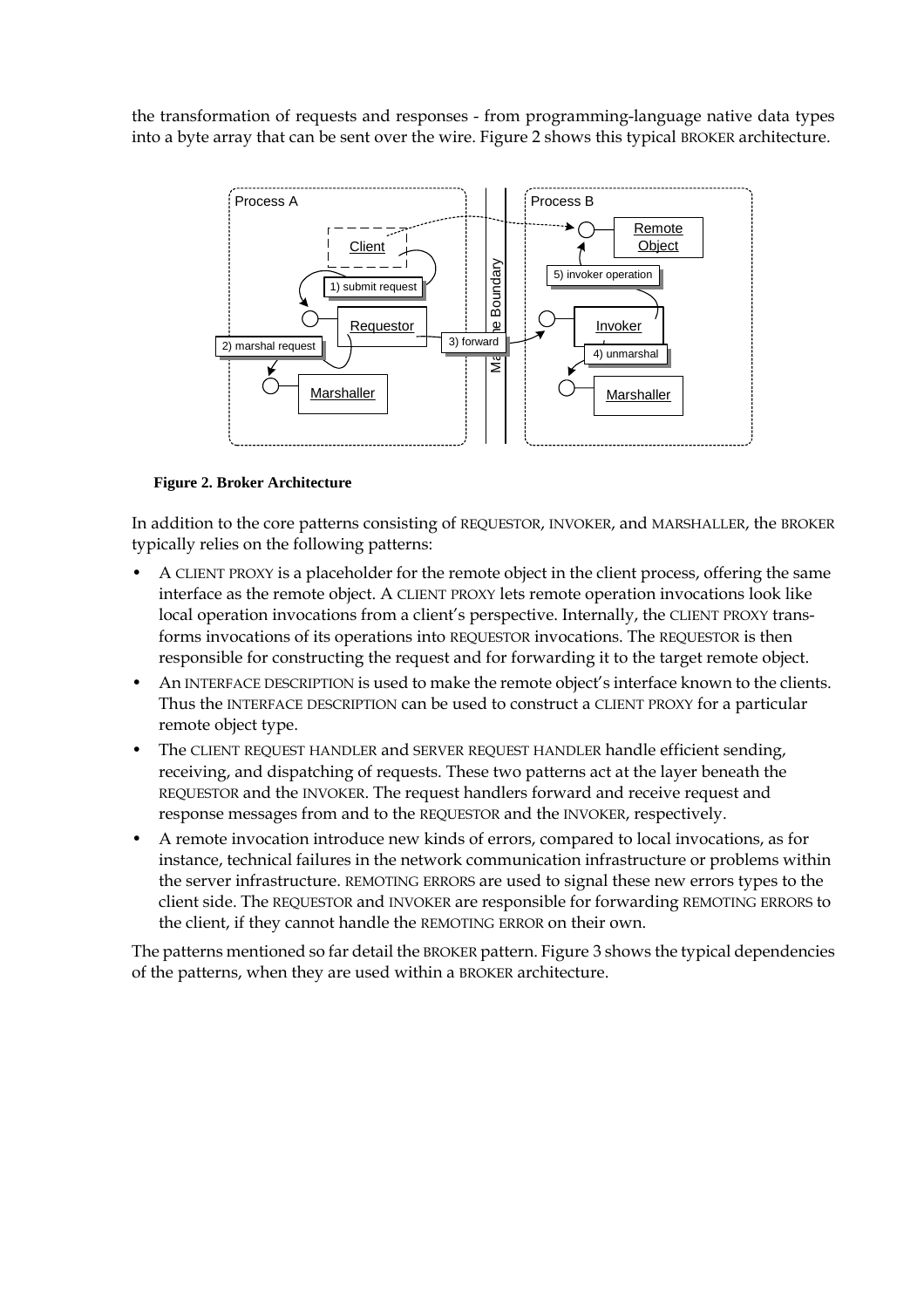the transformation of requests and responses - from programming-language native data types into a byte array that can be sent over the wire. Figure 2 shows this typical BROKER architecture.

**Figure 2. Broker Architecture**

In addition to the core patterns consisting of REQUESTOR, INVOKER, and MARSHALLER, the BROKER typically relies on the following patterns:

- A CLIENT PROXY is a placeholder for the remote object in the client process, offering the same interface as the remote object. A CLIENT PROXY lets remote operation invocations look like local operation invocations from a client's perspective. Internally, the CLIENT PROXY transforms invocations of its operations into REQUESTOR invocations. The REQUESTOR is then responsible for constructing the request and for forwarding it to the target remote object.
- An INTERFACE DESCRIPTION is used to make the remote object's interface known to the clients. Thus the INTERFACE DESCRIPTION can be used to construct a CLIENT PROXY for a particular remote object type.
- The CLIENT REQUEST HANDLER and SERVER REQUEST HANDLER handle efficient sending, receiving, and dispatching of requests. These two patterns act at the layer beneath the REQUESTOR and the INVOKER. The request handlers forward and receive request and response messages from and to the REQUESTOR and the INVOKER, respectively.
- A remote invocation introduce new kinds of errors, compared to local invocations, as for instance, technical failures in the network communication infrastructure or problems within the server infrastructure. REMOTING ERRORS are used to signal these new errors types to the client side. The REQUESTOR and INVOKER are responsible for forwarding REMOTING ERRORS to the client, if they cannot handle the REMOTING ERROR on their own.

The patterns mentioned so far detail the BROKER pattern. Figure 3 shows the typical dependencies of the patterns, when they are used within a BROKER architecture.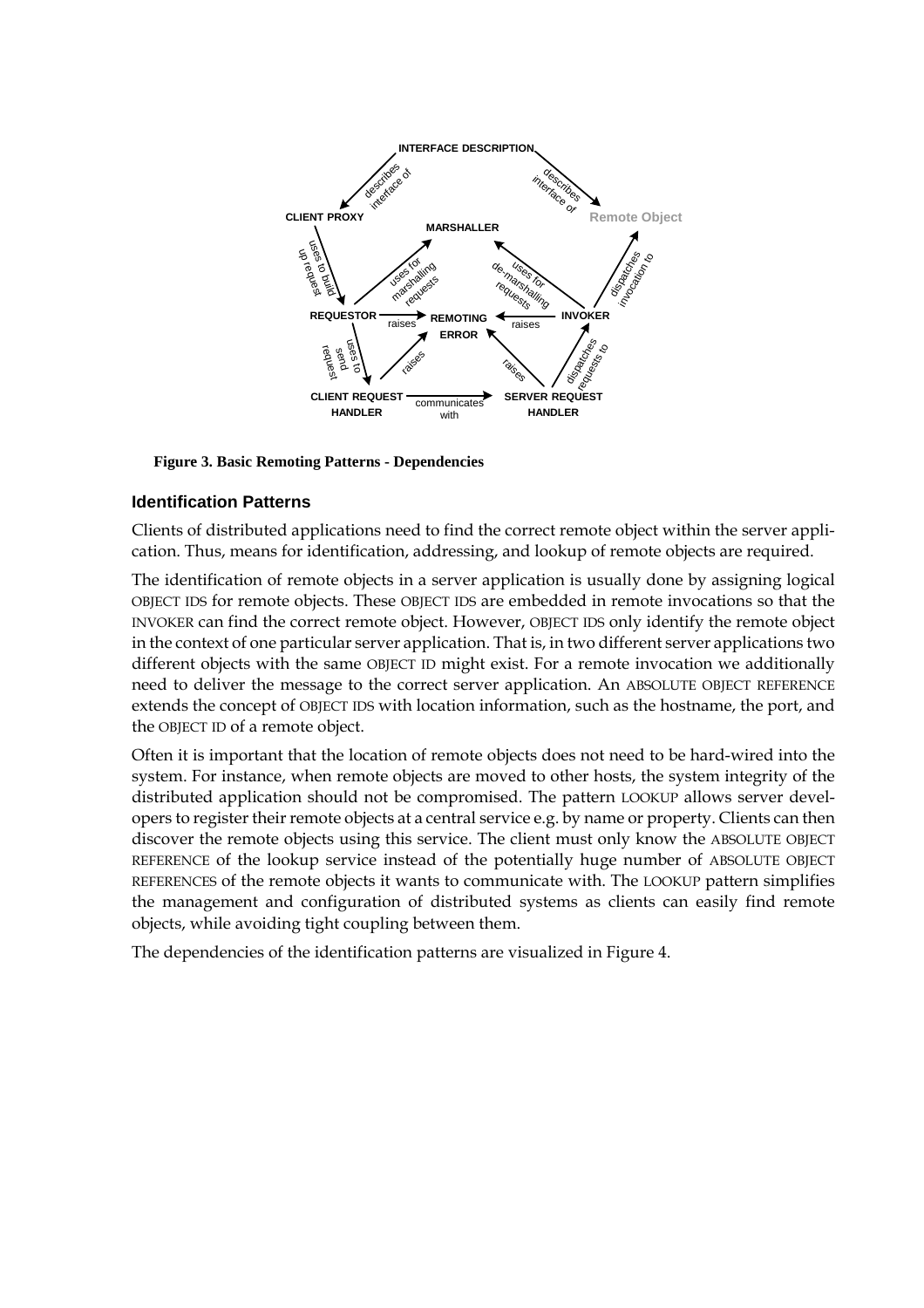**Figure 3. Basic Remoting Patterns - Dependencies**

### Identification Patterns

Clients of distributed applications need to find the correct remote object within the server application. Thus, means for identification, addressing, and lookup of remote objects are required.

The identification of remote objects in a server application is usually done by assigning logical OBJECT IDS for remote objects. These OBJECT IDS are embedded in remote invocations so that the INVOKER can find the correct remote object. However, OBJECT IDS only identify the remote object in the context of one particular server application. That is, in two different server applications two different objects with the same OBJECT ID might exist. For a remote invocation we additionally need to deliver the message to the correct server application. An ABSOLUTE OBJECT REFERENCE extends the concept of OBJECT IDS with location information, such as the hostname, the port, and the OBJECT ID of a remote object.

Often it is important that the location of remote objects does not need to be hard-wired into the system. For instance, when remote objects are moved to other hosts, the system integrity of the distributed application should not be compromised. The pattern LOOKUP allows server developers to register their remote objects at a central service e.g. by name or property. Clients can then discover the remote objects using this service. The client must only know the ABSOLUTE OBJECT REFERENCE of the lookup service instead of the potentially huge number of ABSOLUTE OBJECT REFERENCES of the remote objects it wants to communicate with. The LOOKUP pattern simplifies the management and configuration of distributed systems as clients can easily find remote objects, while avoiding tight coupling between them.

The dependencies of the identification patterns are visualized in Figure 4.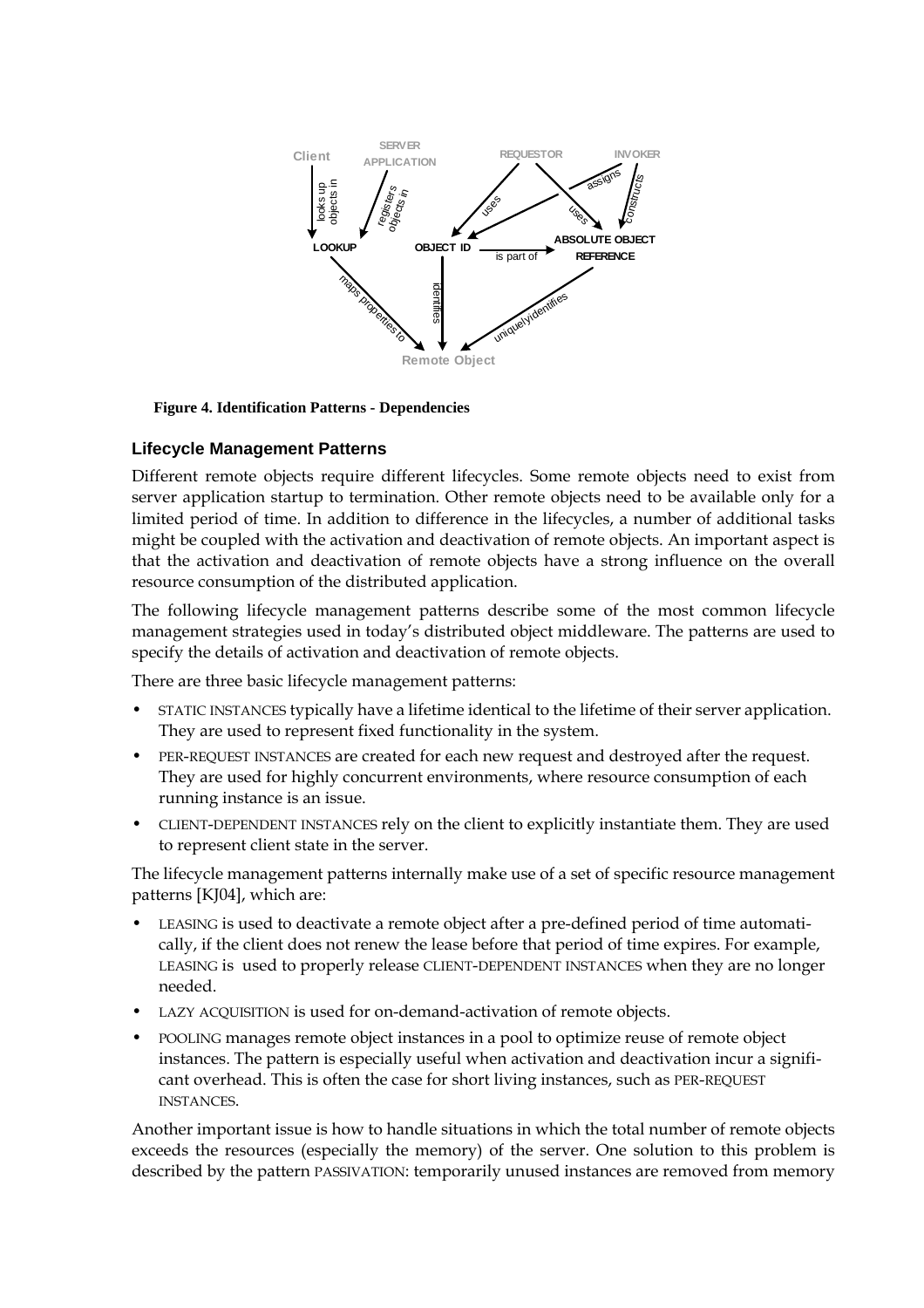**Figure 4. Identification Patterns - Dependencies**

### Lifecycle Management Patterns

Different remote objects require different lifecycles. Some remote objects need to exist from server application startup to termination. Other remote objects need to be available only for a limited period of time. In addition to difference in the lifecycles, a number of additional tasks might be coupled with the activation and deactivation of remote objects. An important aspect is that the activation and deactivation of remote objects have a strong influence on the overall resource consumption of the distributed application.

The following lifecycle management patterns describe some of the most common lifecycle management strategies used in today's distributed object middleware. The patterns are used to specify the details of activation and deactivation of remote objects.

There are three basic lifecycle management patterns:

- STATIC INSTANCES typically have a lifetime identical to the lifetime of their server application. They are used to represent fixed functionality in the system.
- PER-REQUEST INSTANCES are created for each new request and destroyed after the request. They are used for highly concurrent environments, where resource consumption of each running instance is an issue.
- CLIENT-DEPENDENT INSTANCES rely on the client to explicitly instantiate them. They are used to represent client state in the server.

The lifecycle management patterns internally make use of a set of specific resource management patterns [KJ04], which are:

- LEASING is used to deactivate a remote object after a pre-defined period of time automatically, if the client does not renew the lease before that period of time expires. For example, LEASING is used to properly release CLIENT-DEPENDENT INSTANCES when they are no longer needed.
- LAZY ACQUISITION is used for on-demand-activation of remote objects.
- POOLING manages remote object instances in a pool to optimize reuse of remote object instances. The pattern is especially useful when activation and deactivation incur a significant overhead. This is often the case for short living instances, such as PER-REQUEST INSTANCES.

Another important issue is how to handle situations in which the total number of remote objects exceeds the resources (especially the memory) of the server. One solution to this problem is described by the pattern PASSIVATION: temporarily unused instances are removed from memory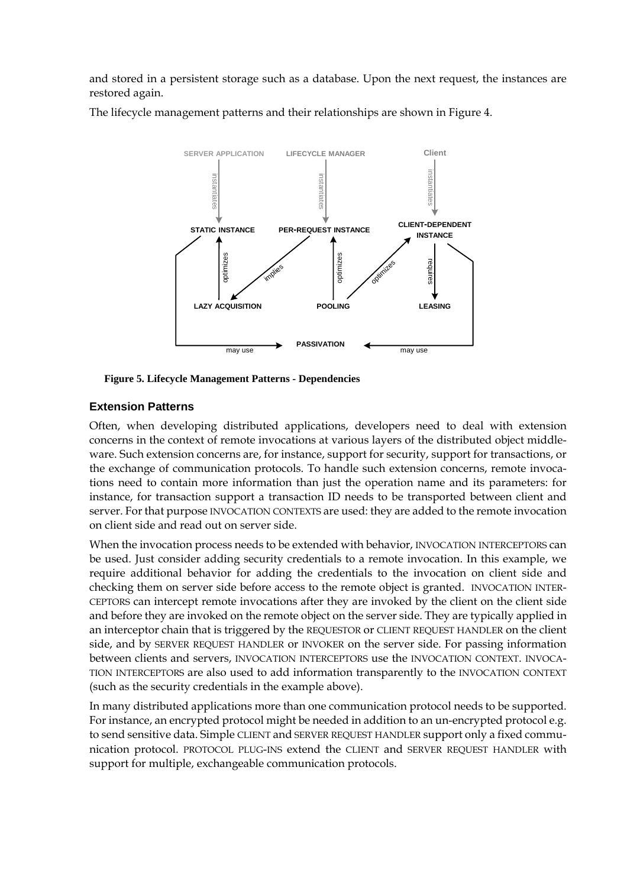and stored in a persistent storage such as a database. Upon the next request, the instances are restored again.

The lifecycle management patterns and their relationships are shown in Figure 4.

**Figure 5. Lifecycle Management Patterns - Dependencies**

### Extension Patterns

Often, when developing distributed applications, developers need to deal with extension concerns in the context of remote invocations at various layers of the distributed object middleware. Such extension concerns are, for instance, support for security, support for transactions, or the exchange of communication protocols. To handle such extension concerns, remote invocations need to contain more information than just the operation name and its parameters: for instance, for transaction support a transaction ID needs to be transported between client and server. For that purpose INVOCATION CONTEXTS are used: they are added to the remote invocation on client side and read out on server side.

When the invocation process needs to be extended with behavior, INVOCATION INTERCEPTORS can be used. Just consider adding security credentials to a remote invocation. In this example, we require additional behavior for adding the credentials to the invocation on client side and checking them on server side before access to the remote object is granted. INVOCATION INTERCEPTORS can intercept remote invocations after they are invoked by the client on the client side and before they are invoked on the remote object on the server side. They are typically applied in an interceptor chain that is triggered by the REQUESTOR or CLIENT REQUEST HANDLER on the client side, and by SERVER REQUEST HANDLER or INVOKER on the server side. For passing information between clients and servers, INVOCATION INTERCEPTORS use the INVOCATION CONTEXT. INVOCATION INTERCEPTORS are also used to add information transparently to the INVOCATION CONTEXT (such as the security credentials in the example above).

In many distributed applications more than one communication protocol needs to be supported. For instance, an encrypted protocol might be needed in addition to an un-encrypted protocol e.g. to send sensitive data. Simple CLIENT and SERVER REQUEST HANDLER support only a fixed communication protocol. PROTOCOL PLUG-INS extend the CLIENT and SERVER REQUEST HANDLER with support for multiple, exchangeable communication protocols.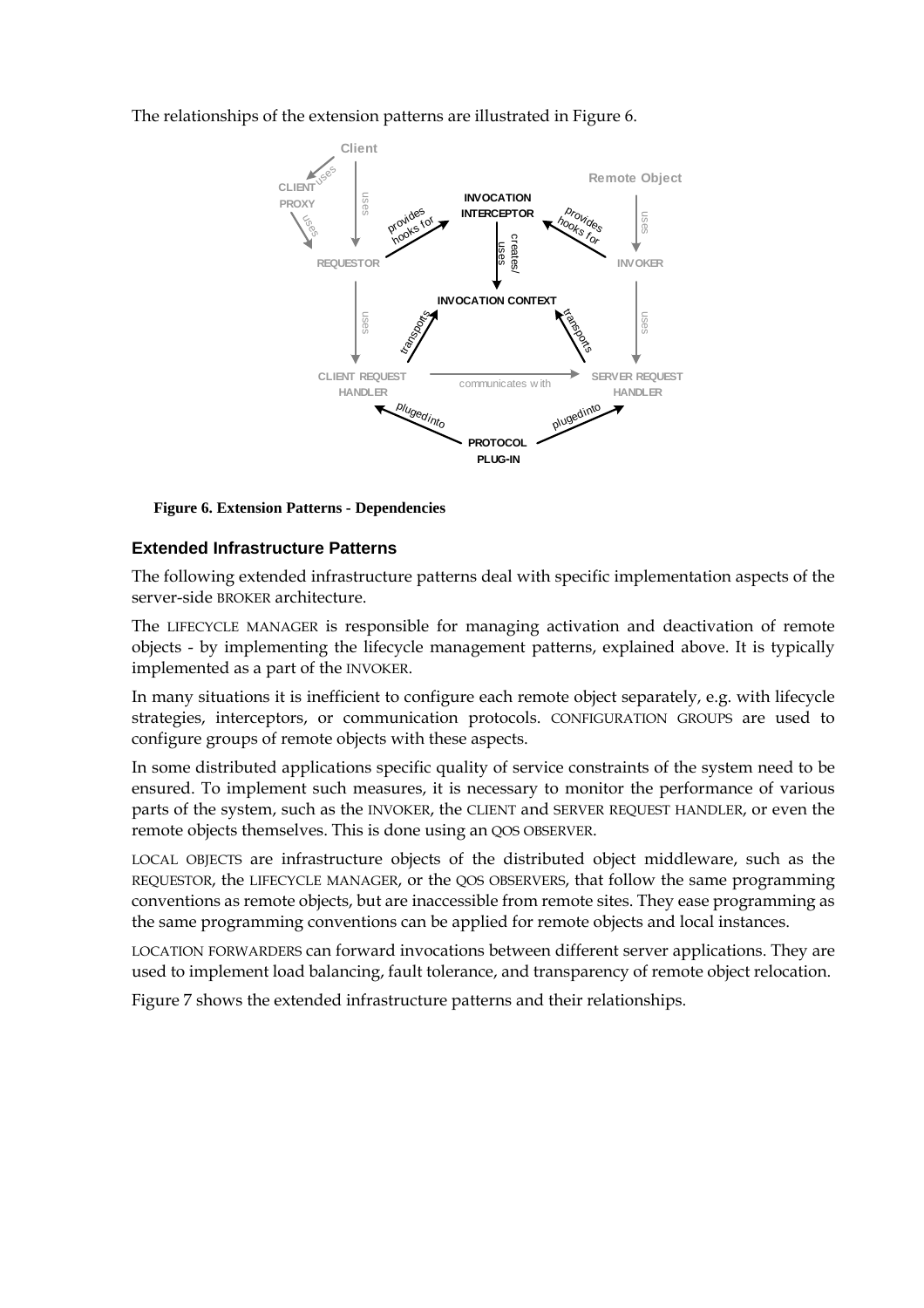The relationships of the extension patterns are illustrated in Figure 6.

**Figure 6. Extension Patterns - Dependencies**

## Extended Infrastructure Patterns

The following extended infrastructure patterns deal with specific implementation aspects of the server-side BROKER architecture.

The LIFECYCLE MANAGER is responsible for managing activation and deactivation of remote objects - by implementing the lifecycle management patterns, explained above. It is typically implemented as a part of the INVOKER.

In many situations it is inefficient to configure each remote object separately, e.g. with lifecycle strategies, interceptors, or communication protocols. CONFIGURATION GROUPS are used to configure groups of remote objects with these aspects.

In some distributed applications specific quality of service constraints of the system need to be ensured. To implement such measures, it is necessary to monitor the performance of various parts of the system, such as the INVOKER, the CLIENT and SERVER REQUEST HANDLER, or even the remote objects themselves. This is done using an QOS OBSERVER.

LOCAL OBJECTS are infrastructure objects of the distributed object middleware, such as the REQUESTOR, the LIFECYCLE MANAGER, or the QOS OBSERVERS, that follow the same programming conventions as remote objects, but are inaccessible from remote sites. They ease programming as the same programming conventions can be applied for remote objects and local instances.

LOCATION FORWARDERS can forward invocations between different server applications. They are used to implement load balancing, fault tolerance, and transparency of remote object relocation.

Figure 7 shows the extended infrastructure patterns and their relationships.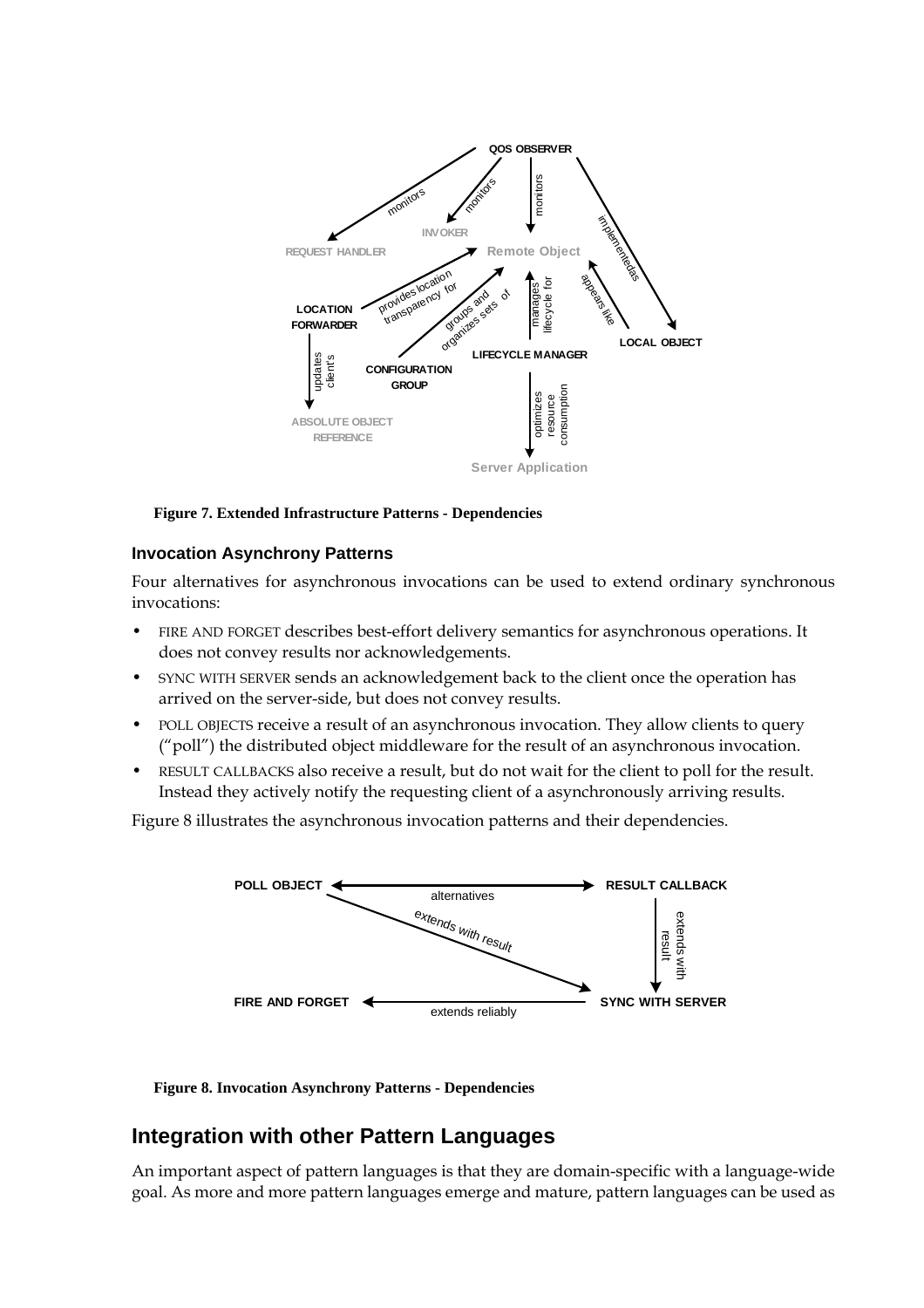**Figure 7. Extended Infrastructure Patterns - Dependencies**

### Invocation Asynchrony Patterns

Four alternatives for asynchronous invocations can be used to extend ordinary synchronous invocations:

- FIRE AND FORGET describes best-effort delivery semantics for asynchronous operations. It does not convey results nor acknowledgements.
- SYNC WITH SERVER sends an acknowledgement back to the client once the operation has arrived on the server-side, but does not convey results.
- POLL OBJECTS receive a result of an asynchronous invocation. They allow clients to query ("poll") the distributed object middleware for the result of an asynchronous invocation.
- RESULT CALLBACKS also receive a result, but do not wait for the client to poll for the result. Instead they actively notify the requesting client of a asynchronously arriving results.

Figure 8 illustrates the asynchronous invocation patterns and their dependencies.

**Figure 8. Invocation Asynchrony Patterns - Dependencies**

## Integration with other Pattern Languages

An important aspect of pattern languages is that they are domain-specific with a language-wide goal. As more and more pattern languages emerge and mature, pattern languages can be used as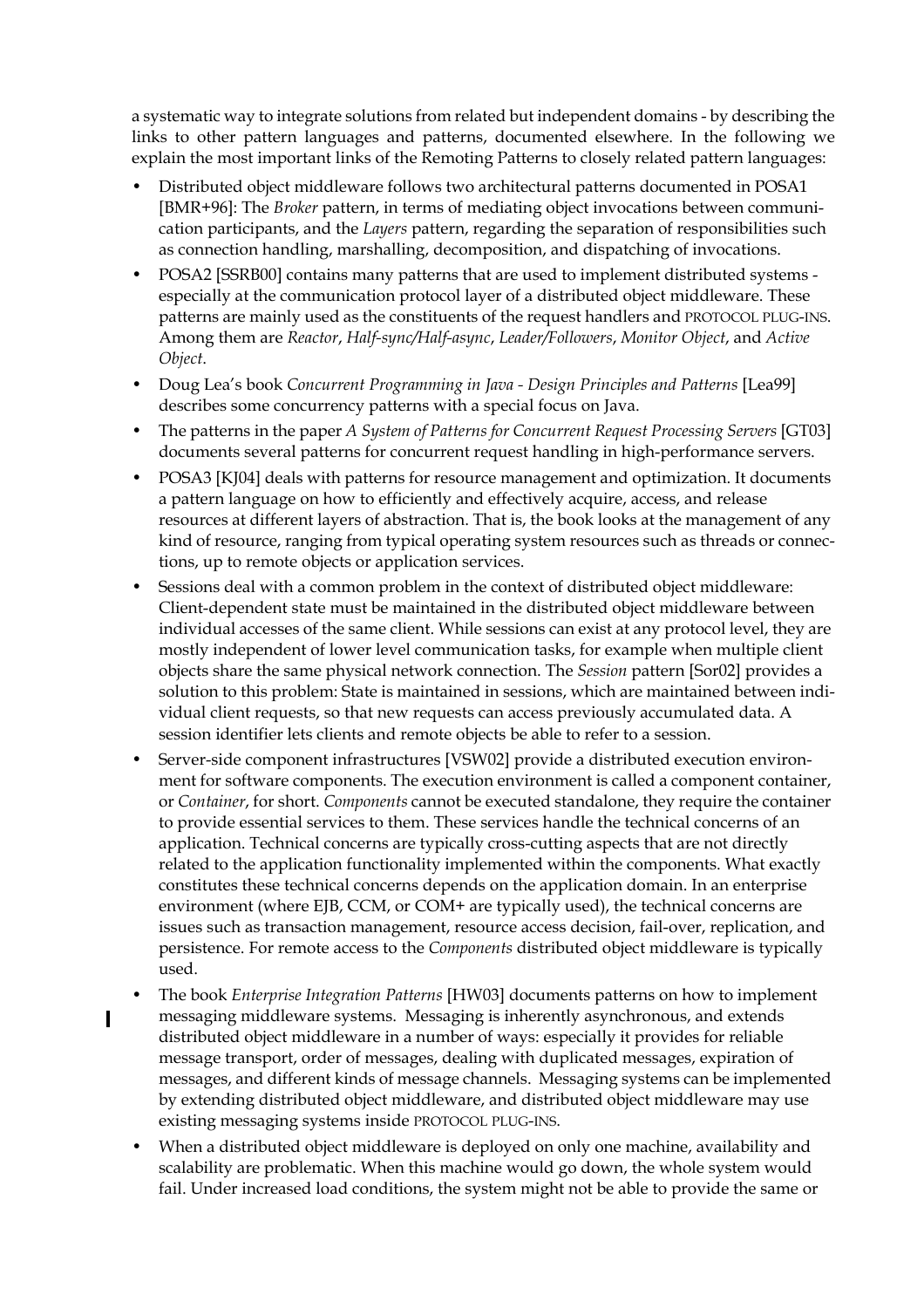a systematic way to integrate solutions from related but independent domains - by describing the links to other pattern languages and patterns, documented elsewhere. In the following we explain the most important links of the Remoting Patterns to closely related pattern languages:

- Distributed object middleware follows two architectural patterns documented in POSA1 [BMR+96]: The *Broker* pattern, in terms of mediating object invocations between communication participants, and the *Layers* pattern, regarding the separation of responsibilities such as connection handling, marshalling, decomposition, and dispatching of invocations.
- POSA2 [SSRB00] contains many patterns that are used to implement distributed systems - especially at the communication protocol layer of a distributed object middleware. These patterns are mainly used as the constituents of the request handlers and PROTOCOL PLUG-INS. Among them are *Reactor*, *Half-sync/Half-async*, *Leader/Followers*, *Monitor Object*, and *Active Object*.
- Doug Lea's book *Concurrent Programming in Java - Design Principles and Patterns* [Lea99] describes some concurrency patterns with a special focus on Java.
- The patterns in the paper *A System of Patterns for Concurrent Request Processing Servers* [GT03] documents several patterns for concurrent request handling in high-performance servers.
- POSA3 [KJ04] deals with patterns for resource management and optimization. It documents a pattern language on how to efficiently and effectively acquire, access, and release resources at different layers of abstraction. That is, the book looks at the management of any kind of resource, ranging from typical operating system resources such as threads or connections, up to remote objects or application services.
- Sessions deal with a common problem in the context of distributed object middleware: Client-dependent state must be maintained in the distributed object middleware between individual accesses of the same client. While sessions can exist at any protocol level, they are mostly independent of lower level communication tasks, for example when multiple client objects share the same physical network connection. The *Session* pattern [Sor02] provides a solution to this problem: State is maintained in sessions, which are maintained between individual client requests, so that new requests can access previously accumulated data. A session identifier lets clients and remote objects be able to refer to a session.
- Server-side component infrastructures [VSW02] provide a distributed execution environment for software components. The execution environment is called a component container, or *Container*, for short. *Components* cannot be executed standalone, they require the container to provide essential services to them. These services handle the technical concerns of an application. Technical concerns are typically cross-cutting aspects that are not directly related to the application functionality implemented within the components. What exactly constitutes these technical concerns depends on the application domain. In an enterprise environment (where EJB, CCM, or COM+ are typically used), the technical concerns are issues such as transaction management, resource access decision, fail-over, replication, and persistence. For remote access to the *Components* distributed object middleware is typically used.
- The book *Enterprise Integration Patterns* [HW03] documents patterns on how to implement messaging middleware systems. Messaging is inherently asynchronous, and extends distributed object middleware in a number of ways: especially it provides for reliable message transport, order of messages, dealing with duplicated messages, expiration of messages, and different kinds of message channels. Messaging systems can be implemented by extending distributed object middleware, and distributed object middleware may use existing messaging systems inside PROTOCOL PLUG-INS.
- When a distributed object middleware is deployed on only one machine, availability and scalability are problematic. When this machine would go down, the whole system would fail. Under increased load conditions, the system might not be able to provide the same or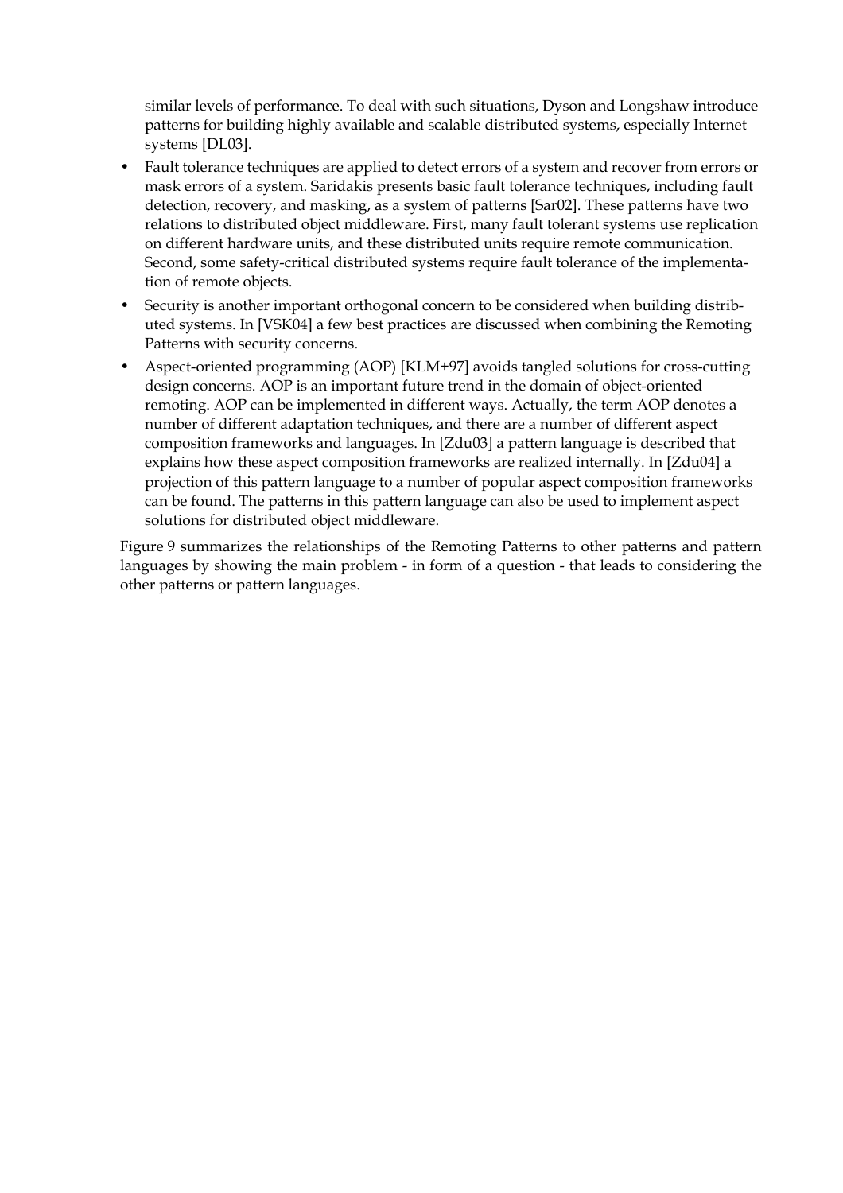similar levels of performance. To deal with such situations, Dyson and Longshaw introduce patterns for building highly available and scalable distributed systems, especially Internet systems [DL03].

- Fault tolerance techniques are applied to detect errors of a system and recover from errors or mask errors of a system. Saridakis presents basic fault tolerance techniques, including fault detection, recovery, and masking, as a system of patterns [Sar02]. These patterns have two relations to distributed object middleware. First, many fault tolerant systems use replication on different hardware units, and these distributed units require remote communication. Second, some safety-critical distributed systems require fault tolerance of the implementation of remote objects.
- Security is another important orthogonal concern to be considered when building distributed systems. In [VSK04] a few best practices are discussed when combining the Remoting Patterns with security concerns.
- Aspect-oriented programming (AOP) [KLM+97] avoids tangled solutions for cross-cutting design concerns. AOP is an important future trend in the domain of object-oriented remoting. AOP can be implemented in different ways. Actually, the term AOP denotes a number of different adaptation techniques, and there are a number of different aspect composition frameworks and languages. In [Zdu03] a pattern language is described that explains how these aspect composition frameworks are realized internally. In [Zdu04] a projection of this pattern language to a number of popular aspect composition frameworks can be found. The patterns in this pattern language can also be used to implement aspect solutions for distributed object middleware.

Figure 9 summarizes the relationships of the Remoting Patterns to other patterns and pattern languages by showing the main problem - in form of a question - that leads to considering the other patterns or pattern languages.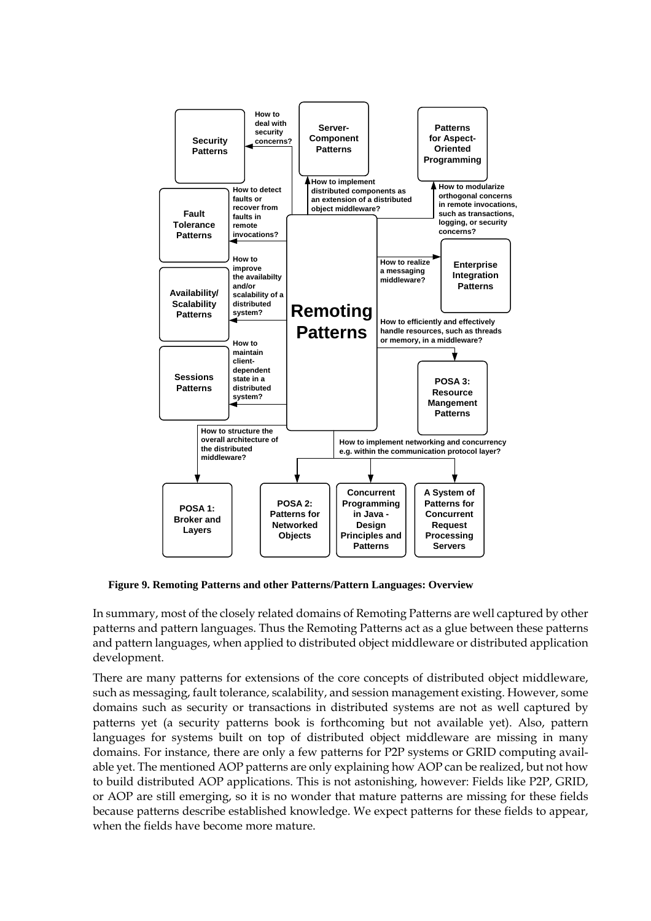**Figure 9. Remoting Patterns and other Patterns/Pattern Languages: Overview**

In summary, most of the closely related domains of Remoting Patterns are well captured by other patterns and pattern languages. Thus the Remoting Patterns act as a glue between these patterns and pattern languages, when applied to distributed object middleware or distributed application development.

There are many patterns for extensions of the core concepts of distributed object middleware, such as messaging, fault tolerance, scalability, and session management existing. However, some domains such as security or transactions in distributed systems are not as well captured by patterns yet (a security patterns book is forthcoming but not available yet). Also, pattern languages for systems built on top of distributed object middleware are missing in many domains. For instance, there are only a few patterns for P2P systems or GRID computing available yet. The mentioned AOP patterns are only explaining how AOP can be realized, but not how to build distributed AOP applications. This is not astonishing, however: Fields like P2P, GRID, or AOP are still emerging, so it is no wonder that mature patterns are missing for these fields because patterns describe established knowledge. We expect patterns for these fields to appear, when the fields have become more mature.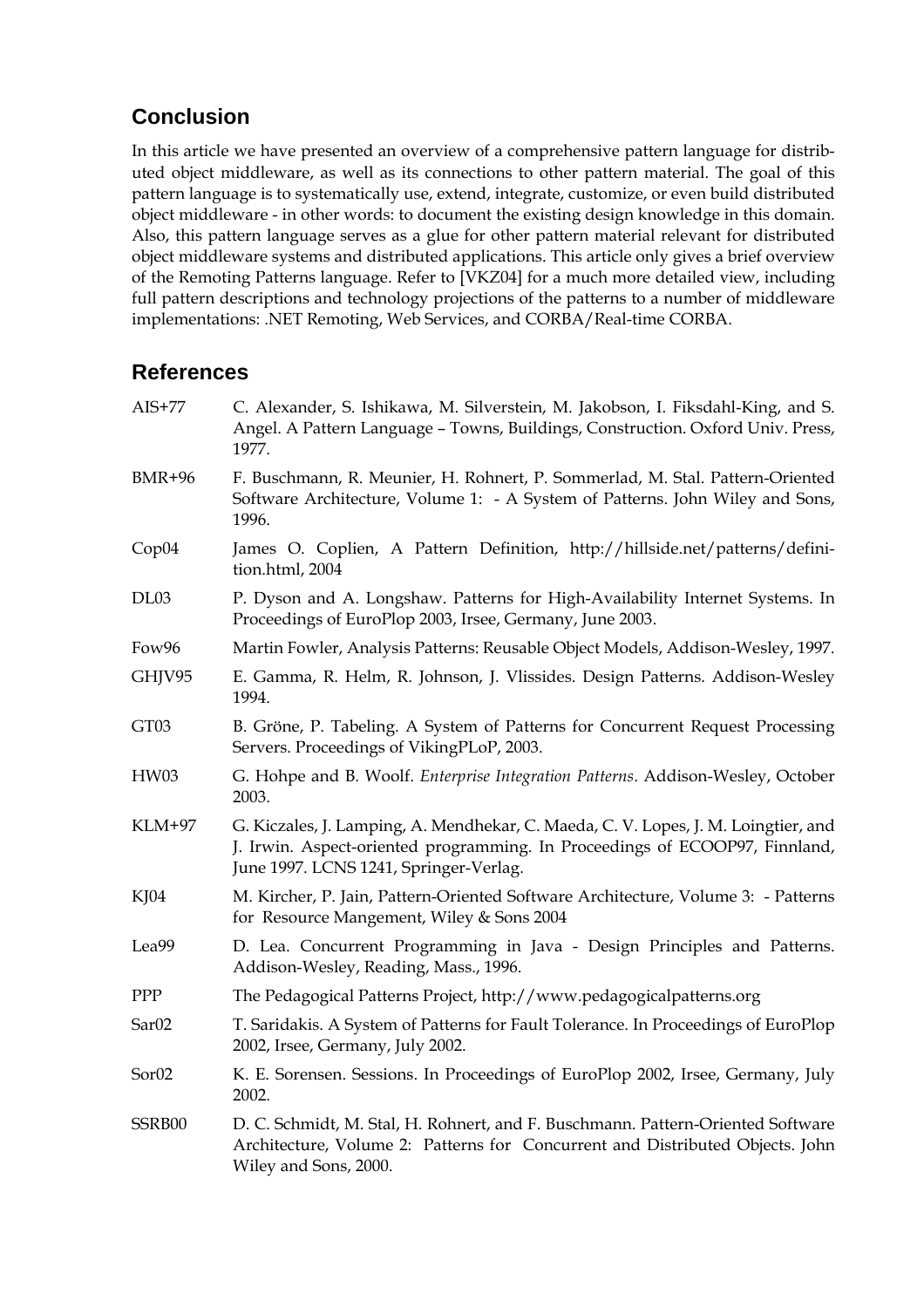## Conclusion

In this article we have presented an overview of a comprehensive pattern language for distributed object middleware, as well as its connections to other pattern material. The goal of this pattern language is to systematically use, extend, integrate, customize, or even build distributed object middleware - in other words: to document the existing design knowledge in this domain. Also, this pattern language serves as a glue for other pattern material relevant for distributed object middleware systems and distributed applications. This article only gives a brief overview of the Remoting Patterns language. Refer to [VKZ04] for a much more detailed view, including full pattern descriptions and technology projections of the patterns to a number of middleware implementations: .NET Remoting, Web Services, and CORBA/Real-time CORBA.

## References

AIS+77 C. Alexander, S. Ishikawa, M. Silverstein, M. Jakobson, I. Fiksdahl-King, and S. Angel. A Pattern Language – Towns, Buildings, Construction. Oxford Univ. Press, 1977.

BMR+96 F. Buschmann, R. Meunier, H. Rohnert, P. Sommerlad, M. Stal. Pattern-Oriented Software Architecture, Volume 1: - A System of Patterns. John Wiley and Sons, 1996.

Cop04 James O. Coplien, A Pattern Definition, http://hillside.net/patterns/definition.html, 2004

DL03 P. Dyson and A. Longshaw. Patterns for High-Availability Internet Systems. In Proceedings of EuroPlop 2003, Irsee, Germany, June 2003.

Fow96 Martin Fowler, Analysis Patterns: Reusable Object Models, Addison-Wesley, 1997.

GHJV95 E. Gamma, R. Helm, R. Johnson, J. Vlissides. Design Patterns. Addison-Wesley 1994.

GT03 B. Gröne, P. Tabeling. A System of Patterns for Concurrent Request Processing Servers. Proceedings of VikingPLoP, 2003.

HW03 G. Hohpe and B. Woolf. *Enterprise Integration Patterns*. Addison-Wesley, October 2003.

KLM+97 G. Kiczales, J. Lamping, A. Mendhekar, C. Maeda, C. V. Lopes, J. M. Loingtier, and J. Irwin. Aspect-oriented programming. In Proceedings of ECOOP97, Finnland, June 1997. LCNS 1241, Springer-Verlag.

KJ04 M. Kircher, P. Jain, Pattern-Oriented Software Architecture, Volume 3: - Patterns for Resource Mangement, Wiley & Sons 2004

Lea99 D. Lea. Concurrent Programming in Java - Design Principles and Patterns. Addison-Wesley, Reading, Mass., 1996.

PPP The Pedagogical Patterns Project, http://www.pedagogicalpatterns.org

Sar02 T. Saridakis. A System of Patterns for Fault Tolerance. In Proceedings of EuroPlop 2002, Irsee, Germany, July 2002.

Sor02 K. E. Sorensen. Sessions. In Proceedings of EuroPlop 2002, Irsee, Germany, July 2002.

SSRB00 D. C. Schmidt, M. Stal, H. Rohnert, and F. Buschmann. Pattern-Oriented Software Architecture, Volume 2: Patterns for Concurrent and Distributed Objects. John Wiley and Sons, 2000.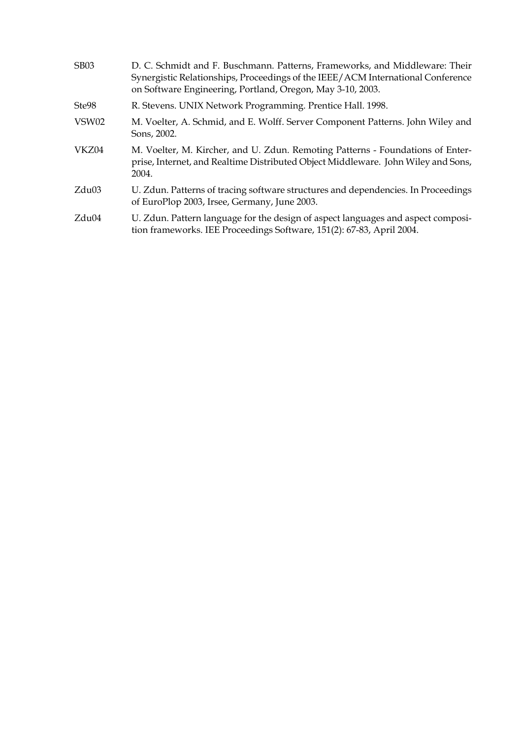SB03 D. C. Schmidt and F. Buschmann. Patterns, Frameworks, and Middleware: Their Synergistic Relationships, Proceedings of the IEEE/ACM International Conference on Software Engineering, Portland, Oregon, May 3-10, 2003.

Ste98 R. Stevens. UNIX Network Programming. Prentice Hall. 1998.

VSW02 M. Voelter, A. Schmid, and E. Wolff. Server Component Patterns. John Wiley and Sons, 2002.

VKZ04 M. Voelter, M. Kircher, and U. Zdun. Remoting Patterns - Foundations of Enterprise, Internet, and Realtime Distributed Object Middleware. John Wiley and Sons, 2004.

Zdu03 U. Zdun. Patterns of tracing software structures and dependencies. In Proceedings of EuroPlop 2003, Irsee, Germany, June 2003.

Zdu04 U. Zdun. Pattern language for the design of aspect languages and aspect composition frameworks. IEE Proceedings Software, 151(2): 67-83, April 2004.